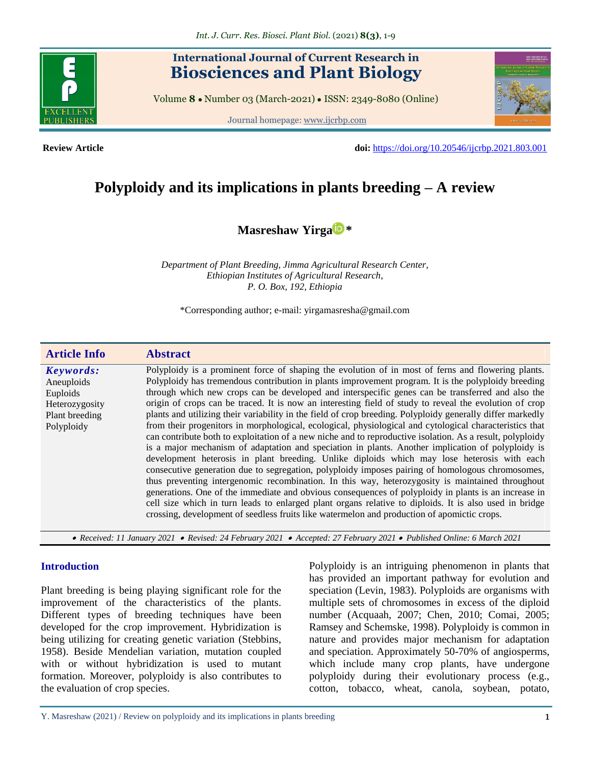**Review Article**

**doi:** https://doi.org/10.20546/ijcrbp.2021.803.001

# Polyploidy and its implications in plants breeding – A review

**Masreshaw Yirga***

*Department of Plant Breeding, Jimma Agricultural Research Center, Ethiopian Institutes of Agricultural Research, P. O. Box, 192, Ethiopia*

*Corresponding author; e-mail: yirgamasresha@gmail.com

## Article Info

***Keywords:***
Aneuploids
Euploids
Heterozygosity
Plant breeding
Polyploidy

## Abstract

Polyploidy is a prominent force of shaping the evolution of in most of ferns and flowering plants. Polyploidy has tremendous contribution in plants improvement program. It is the polyploidy breeding through which new crops can be developed and interspecific genes can be transferred and also the origin of crops can be traced. It is now an interesting field of study to reveal the evolution of crop plants and utilizing their variability in the field of crop breeding. Polyploidy generally differ markedly from their progenitors in morphological, ecological, physiological and cytological characteristics that can contribute both to exploitation of a new niche and to reproductive isolation. As a result, polyploidy is a major mechanism of adaptation and speciation in plants. Another implication of polyploidy is development heterosis in plant breeding. Unlike diploids which may lose heterosis with each consecutive generation due to segregation, polyploidy imposes pairing of homologous chromosomes, thus preventing intergenomic recombination. In this way, heterozygosity is maintained throughout generations. One of the immediate and obvious consequences of polyploidy in plants is an increase in cell size which in turn leads to enlarged plant organs relative to diploids. It is also used in bridge crossing, development of seedless fruits like watermelon and production of apomictic crops.

• *Received: 11 January 2021* • *Revised: 24 February 2021* • *Accepted: 27 February 2021* • *Published Online: 6 March 2021*

## Introduction

Plant breeding is being playing significant role for the improvement of the characteristics of the plants. Different types of breeding techniques have been developed for the crop improvement. Hybridization is being utilizing for creating genetic variation (Stebbins, 1958). Beside Mendelian variation, mutation coupled with or without hybridization is used to mutant formation. Moreover, polyploidy is also contributes to the evaluation of crop species.

Polyploidy is an intriguing phenomenon in plants that has provided an important pathway for evolution and speciation (Levin, 1983). Polyploids are organisms with multiple sets of chromosomes in excess of the diploid number (Acquaah, 2007; Chen, 2010; Comai, 2005; Ramsey and Schemske, 1998). Polyploidy is common in nature and provides major mechanism for adaptation and speciation. Approximately 50-70% of angiosperms, which include many crop plants, have undergone polyploidy during their evolutionary process (e.g., cotton, tobacco, wheat, canola, soybean, potato,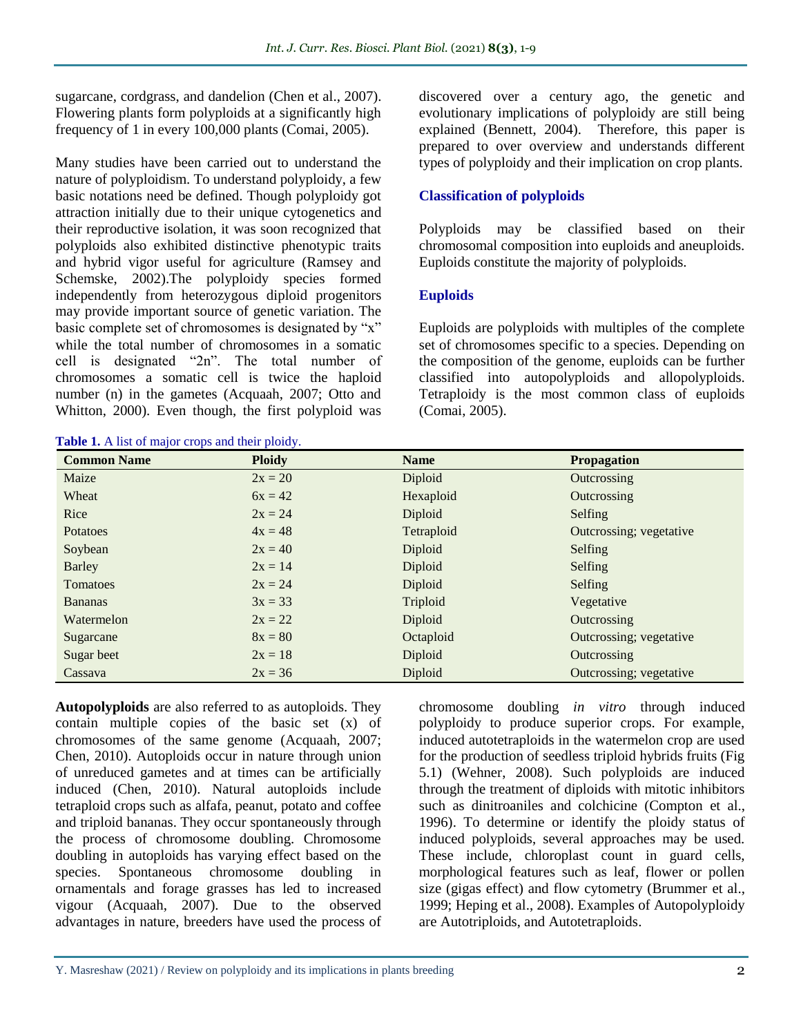sugarcane, cordgrass, and dandelion (Chen et al., 2007). Flowering plants form polyploids at a significantly high frequency of 1 in every 100,000 plants (Comai, 2005).

Many studies have been carried out to understand the nature of polyploidism. To understand polyploidy, a few basic notations need be defined. Though polyploidy got attraction initially due to their unique cytogenetics and their reproductive isolation, it was soon recognized that polyploids also exhibited distinctive phenotypic traits and hybrid vigor useful for agriculture (Ramsey and Schemske, 2002).The polyploidy species formed independently from heterozygous diploid progenitors may provide important source of genetic variation. The basic complete set of chromosomes is designated by "x" while the total number of chromosomes in a somatic cell is designated "2n". The total number of chromosomes a somatic cell is twice the haploid number (n) in the gametes (Acquaah, 2007; Otto and Whitton, 2000). Even though, the first polyploid was discovered over a century ago, the genetic and evolutionary implications of polyploidy are still being explained (Bennett, 2004). Therefore, this paper is prepared to over overview and understands different types of polyploidy and their implication on crop plants.

## Classification of polyploids

Polyploids may be classified based on their chromosomal composition into euploids and aneuploids. Euploids constitute the majority of polyploids.

### Euploids

Euploids are polyploids with multiples of the complete set of chromosomes specific to a species. Depending on the composition of the genome, euploids can be further classified into autopolyploids and allopolyploids. Tetraploidy is the most common class of euploids (Comai, 2005).

**Table 1.** A list of major crops and their ploidy.

| Common Name | Ploidy | Name | Propagation |
|---|---|---|---|
| Maize | 2x = 20 | Diploid | Outcrossing |
| Wheat | 6x = 42 | Hexaploid | Outcrossing |
| Rice | 2x = 24 | Diploid | Selfing |
| Potatoes | 4x = 48 | Tetraploid | Outcrossing; vegetative |
| Soybean | 2x = 40 | Diploid | Selfing |
| Barley | 2x = 14 | Diploid | Selfing |
| Tomatoes | 2x = 24 | Diploid | Selfing |
| Bananas | 3x = 33 | Triploid | Vegetative |
| Watermelon | 2x = 22 | Diploid | Outcrossing |
| Sugarcane | 8x = 80 | Octaploid | Outcrossing; vegetative |
| Sugar beet | 2x = 18 | Diploid | Outcrossing |
| Cassava | 2x = 36 | Diploid | Outcrossing; vegetative |

**Autopolyploids** are also referred to as autoploids. They contain multiple copies of the basic set (x) of chromosomes of the same genome (Acquaah, 2007; Chen, 2010). Autoploids occur in nature through union of unreduced gametes and at times can be artificially induced (Chen, 2010). Natural autoploids include tetraploid crops such as alfafa, peanut, potato and coffee and triploid bananas. They occur spontaneously through the process of chromosome doubling. Chromosome doubling in autoploids has varying effect based on the species. Spontaneous chromosome doubling in ornamentals and forage grasses has led to increased vigour (Acquaah, 2007). Due to the observed advantages in nature, breeders have used the process of chromosome doubling *in vitro* through induced polyploidy to produce superior crops. For example, induced autotetraploids in the watermelon crop are used for the production of seedless triploid hybrids fruits (Fig 5.1) (Wehner, 2008). Such polyploids are induced through the treatment of diploids with mitotic inhibitors such as dinitroaniles and colchicine (Compton et al., 1996). To determine or identify the ploidy status of induced polyploids, several approaches may be used. These include, chloroplast count in guard cells, morphological features such as leaf, flower or pollen size (gigas effect) and flow cytometry (Brummer et al., 1999; Heping et al., 2008). Examples of Autopolyploidy are Autotriploids, and Autotetraploids.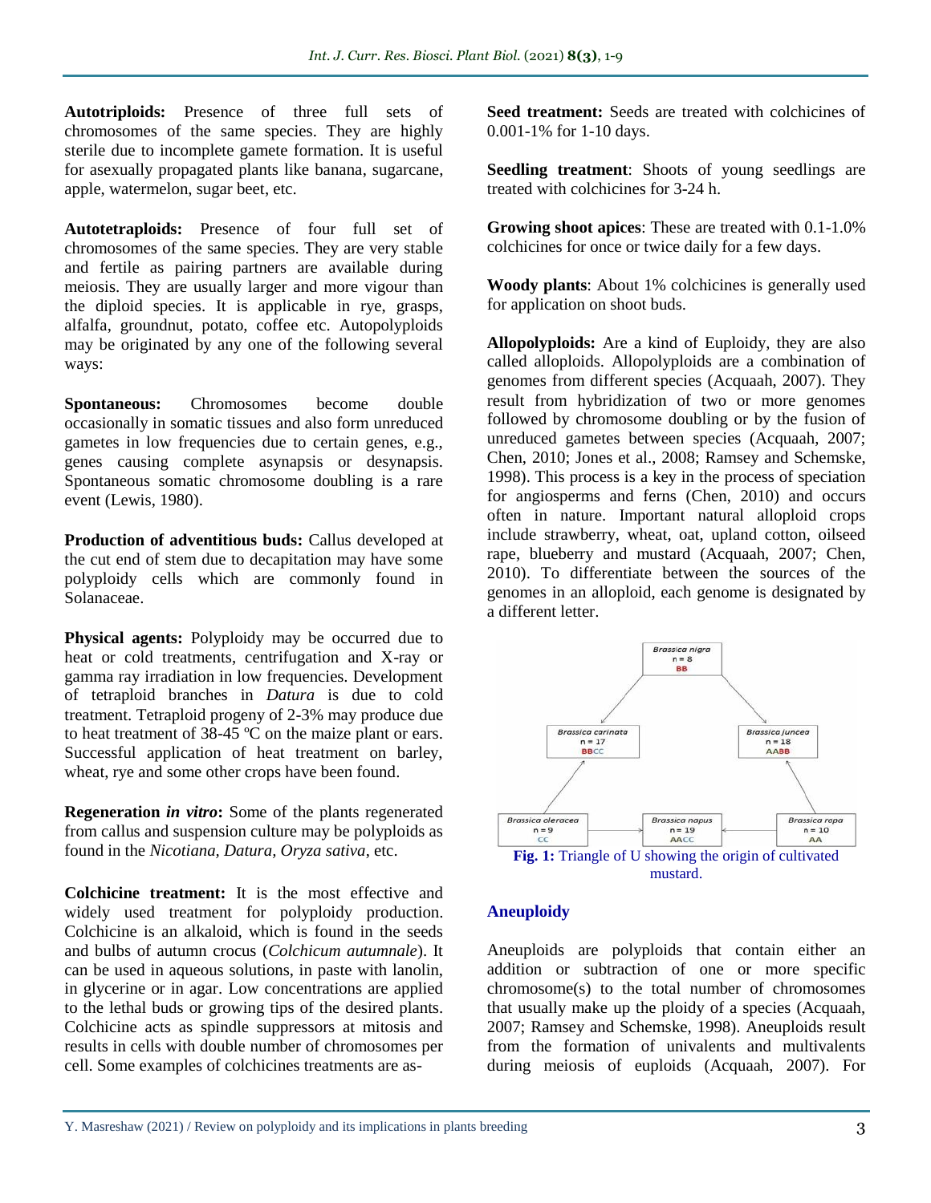**Autotriploids:** Presence of three full sets of chromosomes of the same species. They are highly sterile due to incomplete gamete formation. It is useful for asexually propagated plants like banana, sugarcane, apple, watermelon, sugar beet, etc.

**Autotetraploids:** Presence of four full set of chromosomes of the same species. They are very stable and fertile as pairing partners are available during meiosis. They are usually larger and more vigour than the diploid species. It is applicable in rye, grasps, alfalfa, groundnut, potato, coffee etc. Autopolyploids may be originated by any one of the following several ways:

**Spontaneous:** Chromosomes become double occasionally in somatic tissues and also form unreduced gametes in low frequencies due to certain genes, e.g., genes causing complete asynapsis or desynapsis. Spontaneous somatic chromosome doubling is a rare event (Lewis, 1980).

**Production of adventitious buds:** Callus developed at the cut end of stem due to decapitation may have some polyploidy cells which are commonly found in Solanaceae.

**Physical agents:** Polyploidy may be occurred due to heat or cold treatments, centrifugation and X-ray or gamma ray irradiation in low frequencies. Development of tetraploid branches in *Datura* is due to cold treatment. Tetraploid progeny of 2-3% may produce due to heat treatment of 38-45 ºC on the maize plant or ears. Successful application of heat treatment on barley, wheat, rye and some other crops have been found.

**Regeneration *in vitro*:** Some of the plants regenerated from callus and suspension culture may be polyploids as found in the *Nicotiana*, *Datura*, *Oryza sativa*, etc.

**Colchicine treatment:** It is the most effective and widely used treatment for polyploidy production. Colchicine is an alkaloid, which is found in the seeds and bulbs of autumn crocus (*Colchicum autumnale*). It can be used in aqueous solutions, in paste with lanolin, in glycerine or in agar. Low concentrations are applied to the lethal buds or growing tips of the desired plants. Colchicine acts as spindle suppressors at mitosis and results in cells with double number of chromosomes per cell. Some examples of colchicines treatments are as-

**Seed treatment:** Seeds are treated with colchicines of 0.001-1% for 1-10 days.

**Seedling treatment**: Shoots of young seedlings are treated with colchicines for 3-24 h.

**Growing shoot apices**: These are treated with 0.1-1.0% colchicines for once or twice daily for a few days.

**Woody plants**: About 1% colchicines is generally used for application on shoot buds.

**Allopolyploids:** Are a kind of Euploidy, they are also called alloploids. Allopolyploids are a combination of genomes from different species (Acquaah, 2007). They result from hybridization of two or more genomes followed by chromosome doubling or by the fusion of unreduced gametes between species (Acquaah, 2007; Chen, 2010; Jones et al., 2008; Ramsey and Schemske, 1998). This process is a key in the process of speciation for angiosperms and ferns (Chen, 2010) and occurs often in nature. Important natural alloploid crops include strawberry, wheat, oat, upland cotton, oilseed rape, blueberry and mustard (Acquaah, 2007; Chen, 2010). To differentiate between the sources of the genomes in an alloploid, each genome is designated by a different letter.

**Fig. 1:** Triangle of U showing the origin of cultivated mustard.

## Aneuploidy

Aneuploids are polyploids that contain either an addition or subtraction of one or more specific chromosome(s) to the total number of chromosomes that usually make up the ploidy of a species (Acquaah, 2007; Ramsey and Schemske, 1998). Aneuploids result from the formation of univalents and multivalents during meiosis of euploids (Acquaah, 2007). For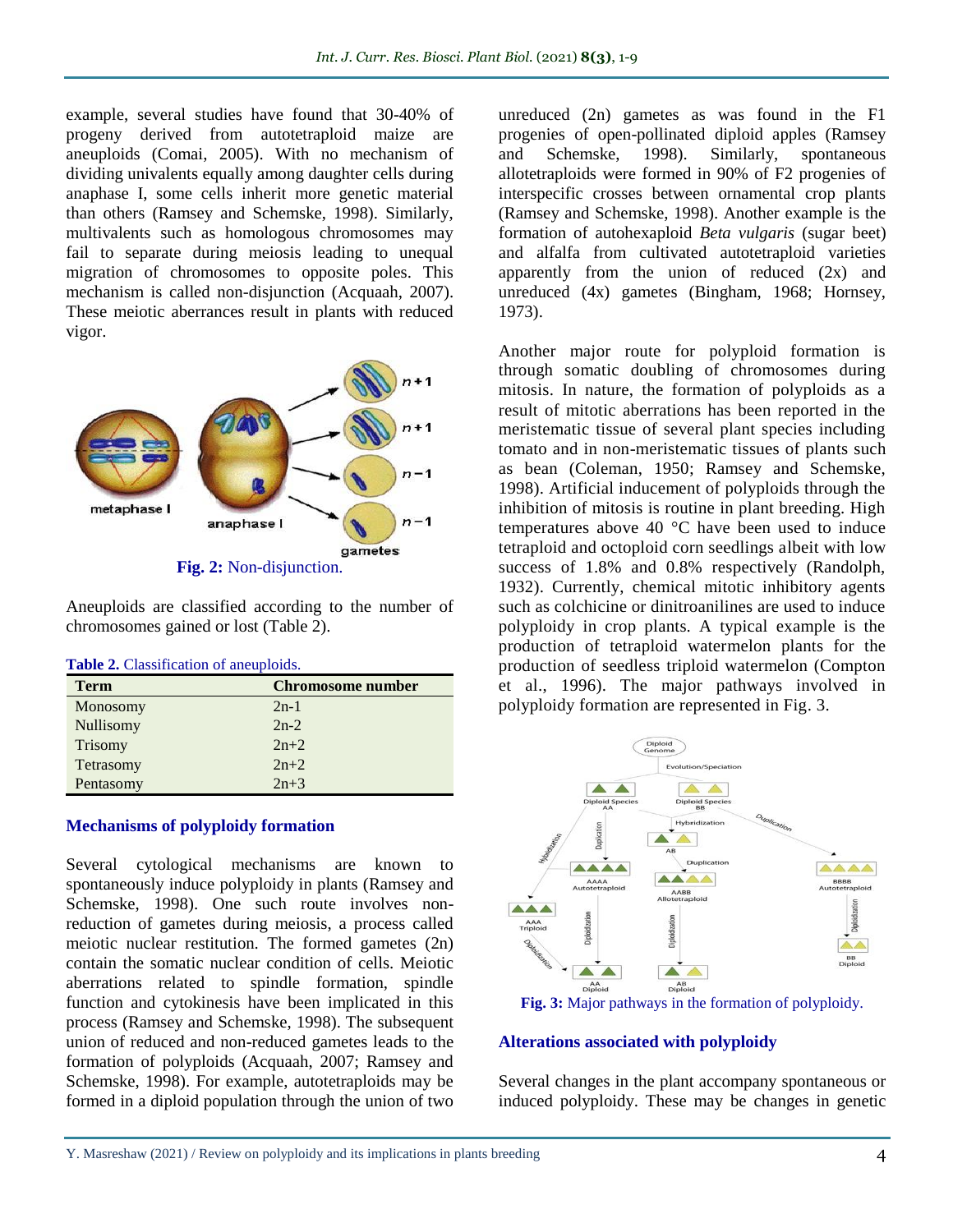example, several studies have found that 30-40% of progeny derived from autotetraploid maize are aneuploids (Comai, 2005). With no mechanism of dividing univalents equally among daughter cells during anaphase I, some cells inherit more genetic material than others (Ramsey and Schemske, 1998). Similarly, multivalents such as homologous chromosomes may fail to separate during meiosis leading to unequal migration of chromosomes to opposite poles. This mechanism is called non-disjunction (Acquaah, 2007). These meiotic aberrances result in plants with reduced vigor.

**Fig. 2:** Non-disjunction.

Aneuploids are classified according to the number of chromosomes gained or lost (Table 2).

**Table 2.** Classification of aneuploids.

| Term | Chromosome number |
|---|---|
| Monosomy | 2n-1 |
| Nullisomy | 2n-2 |
| Trisomy | 2n+2 |
| Tetrasomy | 2n+2 |
| Pentasomy | 2n+3 |

## Mechanisms of polyploidy formation

Several cytological mechanisms are known to spontaneously induce polyploidy in plants (Ramsey and Schemske, 1998). One such route involves non-reduction of gametes during meiosis, a process called meiotic nuclear restitution. The formed gametes (2n) contain the somatic nuclear condition of cells. Meiotic aberrations related to spindle formation, spindle function and cytokinesis have been implicated in this process (Ramsey and Schemske, 1998). The subsequent union of reduced and non-reduced gametes leads to the formation of polyploids (Acquaah, 2007; Ramsey and Schemske, 1998). For example, autotetraploids may be formed in a diploid population through the union of two unreduced (2n) gametes as was found in the F1 progenies of open-pollinated diploid apples (Ramsey and Schemske, 1998). Similarly, spontaneous allotetraploids were formed in 90% of F2 progenies of interspecific crosses between ornamental crop plants (Ramsey and Schemske, 1998). Another example is the formation of autohexaploid *Beta vulgaris* (sugar beet) and alfalfa from cultivated autotetraploid varieties apparently from the union of reduced (2x) and unreduced (4x) gametes (Bingham, 1968; Hornsey, 1973).

Another major route for polyploid formation is through somatic doubling of chromosomes during mitosis. In nature, the formation of polyploids as a result of mitotic aberrations has been reported in the meristematic tissue of several plant species including tomato and in non-meristematic tissues of plants such as bean (Coleman, 1950; Ramsey and Schemske, 1998). Artificial inducement of polyploids through the inhibition of mitosis is routine in plant breeding. High temperatures above 40 °C have been used to induce tetraploid and octoploid corn seedlings albeit with low success of 1.8% and 0.8% respectively (Randolph, 1932). Currently, chemical mitotic inhibitory agents such as colchicine or dinitroanilines are used to induce polyploidy in crop plants. A typical example is the production of tetraploid watermelon plants for the production of seedless triploid watermelon (Compton et al., 1996). The major pathways involved in polyploidy formation are represented in Fig. 3.

**Fig. 3:** Major pathways in the formation of polyploidy.

## Alterations associated with polyploidy

Several changes in the plant accompany spontaneous or induced polyploidy. These may be changes in genetic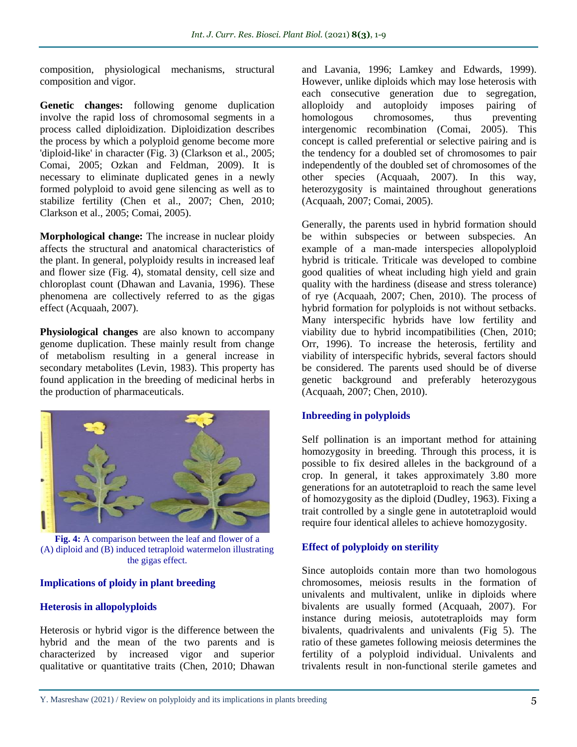composition, physiological mechanisms, structural composition and vigor.

**Genetic changes:** following genome duplication involve the rapid loss of chromosomal segments in a process called diploidization. Diploidization describes the process by which a polyploid genome become more 'diploid-like' in character (Fig. 3) (Clarkson et al., 2005; Comai, 2005; Ozkan and Feldman, 2009). It is necessary to eliminate duplicated genes in a newly formed polyploid to avoid gene silencing as well as to stabilize fertility (Chen et al., 2007; Chen, 2010; Clarkson et al., 2005; Comai, 2005).

**Morphological change:** The increase in nuclear ploidy affects the structural and anatomical characteristics of the plant. In general, polyploidy results in increased leaf and flower size (Fig. 4), stomatal density, cell size and chloroplast count (Dhawan and Lavania, 1996). These phenomena are collectively referred to as the gigas effect (Acquaah, 2007).

**Physiological changes** are also known to accompany genome duplication. These mainly result from change of metabolism resulting in a general increase in secondary metabolites (Levin, 1983). This property has found application in the breeding of medicinal herbs in the production of pharmaceuticals.

**Fig. 4:** A comparison between the leaf and flower of a (A) diploid and (B) induced tetraploid watermelon illustrating the gigas effect.

## Implications of ploidy in plant breeding

### Heterosis in allopolyploids

Heterosis or hybrid vigor is the difference between the hybrid and the mean of the two parents and is characterized by increased vigor and superior qualitative or quantitative traits (Chen, 2010; Dhawan and Lavania, 1996; Lamkey and Edwards, 1999). However, unlike diploids which may lose heterosis with each consecutive generation due to segregation, alloploidy and autoploidy imposes pairing of homologous chromosomes, thus preventing intergenomic recombination (Comai, 2005). This concept is called preferential or selective pairing and is the tendency for a doubled set of chromosomes to pair independently of the doubled set of chromosomes of the other species (Acquaah, 2007). In this way, heterozygosity is maintained throughout generations (Acquaah, 2007; Comai, 2005).

Generally, the parents used in hybrid formation should be within subspecies or between subspecies. An example of a man-made interspecies allopolyploid hybrid is triticale. Triticale was developed to combine good qualities of wheat including high yield and grain quality with the hardiness (disease and stress tolerance) of rye (Acquaah, 2007; Chen, 2010). The process of hybrid formation for polyploids is not without setbacks. Many interspecific hybrids have low fertility and viability due to hybrid incompatibilities (Chen, 2010; Orr, 1996). To increase the heterosis, fertility and viability of interspecific hybrids, several factors should be considered. The parents used should be of diverse genetic background and preferably heterozygous (Acquaah, 2007; Chen, 2010).

### Inbreeding in polyploids

Self pollination is an important method for attaining homozygosity in breeding. Through this process, it is possible to fix desired alleles in the background of a crop. In general, it takes approximately 3.80 more generations for an autotetraploid to reach the same level of homozygosity as the diploid (Dudley, 1963). Fixing a trait controlled by a single gene in autotetraploid would require four identical alleles to achieve homozygosity.

### Effect of polyploidy on sterility

Since autoploids contain more than two homologous chromosomes, meiosis results in the formation of univalents and multivalent, unlike in diploids where bivalents are usually formed (Acquaah, 2007). For instance during meiosis, autotetraploids may form bivalents, quadrivalents and univalents (Fig 5). The ratio of these gametes following meiosis determines the fertility of a polyploid individual. Univalents and trivalents result in non-functional sterile gametes and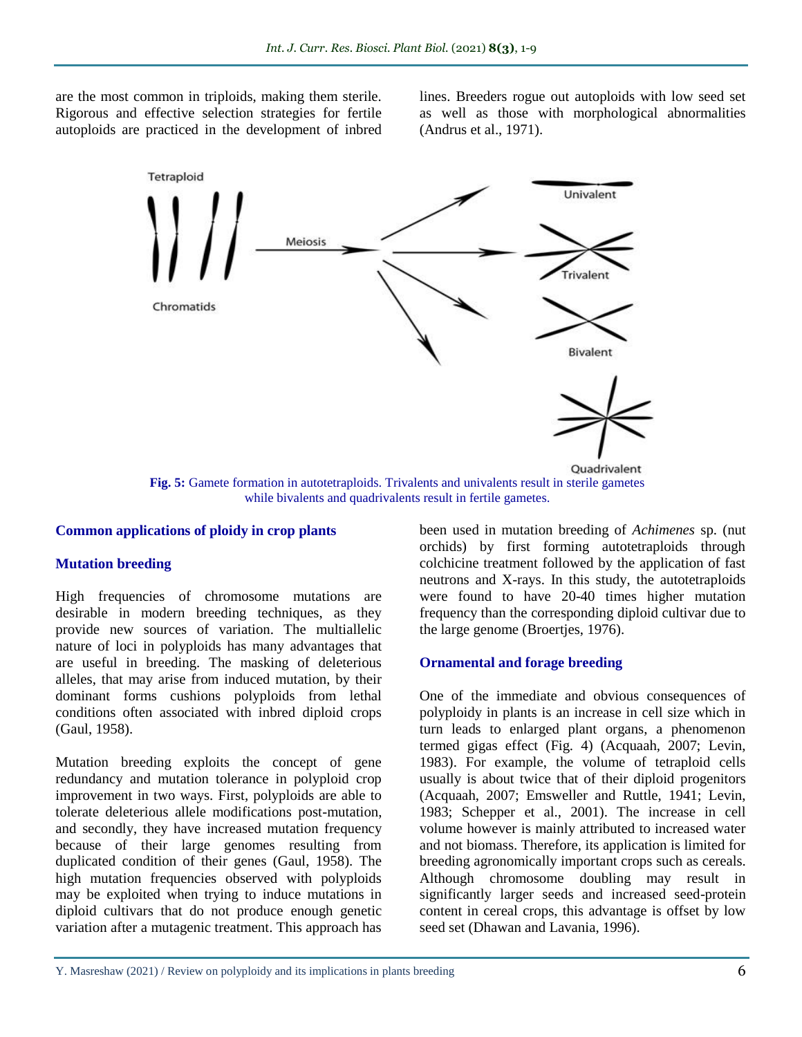are the most common in triploids, making them sterile. Rigorous and effective selection strategies for fertile autoploids are practiced in the development of inbred lines. Breeders rogue out autoploids with low seed set as well as those with morphological abnormalities (Andrus et al., 1971).

**Fig. 5:** Gamete formation in autotetraploids. Trivalents and univalents result in sterile gametes while bivalents and quadrivalents result in fertile gametes.

## Common applications of ploidy in crop plants

### Mutation breeding

High frequencies of chromosome mutations are desirable in modern breeding techniques, as they provide new sources of variation. The multiallelic nature of loci in polyploids has many advantages that are useful in breeding. The masking of deleterious alleles, that may arise from induced mutation, by their dominant forms cushions polyploids from lethal conditions often associated with inbred diploid crops (Gaul, 1958).

Mutation breeding exploits the concept of gene redundancy and mutation tolerance in polyploid crop improvement in two ways. First, polyploids are able to tolerate deleterious allele modifications post-mutation, and secondly, they have increased mutation frequency because of their large genomes resulting from duplicated condition of their genes (Gaul, 1958). The high mutation frequencies observed with polyploids may be exploited when trying to induce mutations in diploid cultivars that do not produce enough genetic variation after a mutagenic treatment. This approach has been used in mutation breeding of *Achimenes* sp. (nut orchids) by first forming autotetraploids through colchicine treatment followed by the application of fast neutrons and X-rays. In this study, the autotetraploids were found to have 20-40 times higher mutation frequency than the corresponding diploid cultivar due to the large genome (Broertjes, 1976).

### Ornamental and forage breeding

One of the immediate and obvious consequences of polyploidy in plants is an increase in cell size which in turn leads to enlarged plant organs, a phenomenon termed gigas effect (Fig. 4) (Acquaah, 2007; Levin, 1983). For example, the volume of tetraploid cells usually is about twice that of their diploid progenitors (Acquaah, 2007; Emsweller and Ruttle, 1941; Levin, 1983; Schepper et al., 2001). The increase in cell volume however is mainly attributed to increased water and not biomass. Therefore, its application is limited for breeding agronomically important crops such as cereals. Although chromosome doubling may result in significantly larger seeds and increased seed-protein content in cereal crops, this advantage is offset by low seed set (Dhawan and Lavania, 1996).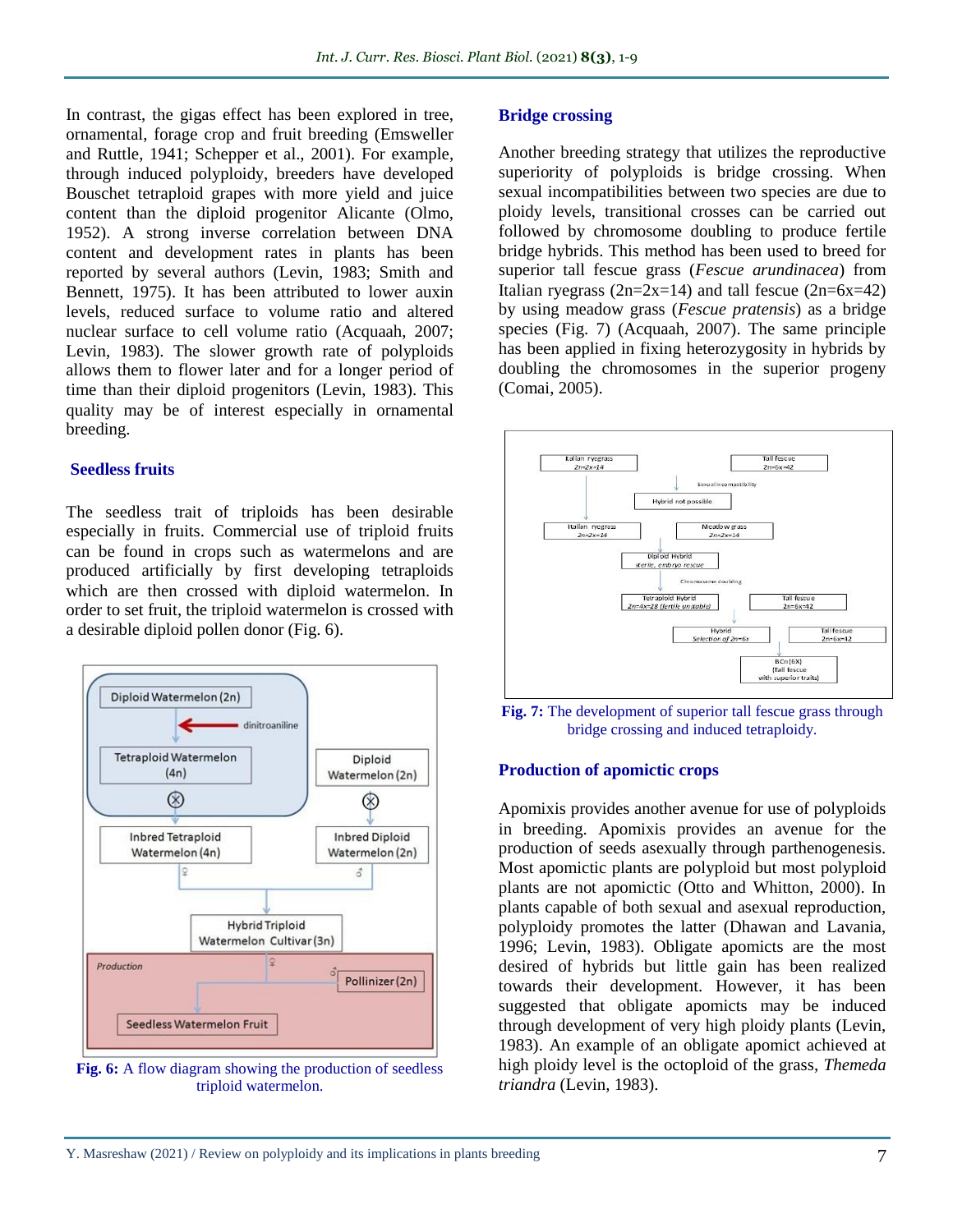In contrast, the gigas effect has been explored in tree, ornamental, forage crop and fruit breeding (Emsweller and Ruttle, 1941; Schepper et al., 2001). For example, through induced polyploidy, breeders have developed Bouschet tetraploid grapes with more yield and juice content than the diploid progenitor Alicante (Olmo, 1952). A strong inverse correlation between DNA content and development rates in plants has been reported by several authors (Levin, 1983; Smith and Bennett, 1975). It has been attributed to lower auxin levels, reduced surface to volume ratio and altered nuclear surface to cell volume ratio (Acquaah, 2007; Levin, 1983). The slower growth rate of polyploids allows them to flower later and for a longer period of time than their diploid progenitors (Levin, 1983). This quality may be of interest especially in ornamental breeding.

## Seedless fruits

The seedless trait of triploids has been desirable especially in fruits. Commercial use of triploid fruits can be found in crops such as watermelons and are produced artificially by first developing tetraploids which are then crossed with diploid watermelon. In order to set fruit, the triploid watermelon is crossed with a desirable diploid pollen donor (Fig. 6).

**Fig. 6:** A flow diagram showing the production of seedless triploid watermelon.

## Bridge crossing

Another breeding strategy that utilizes the reproductive superiority of polyploids is bridge crossing. When sexual incompatibilities between two species are due to ploidy levels, transitional crosses can be carried out followed by chromosome doubling to produce fertile bridge hybrids. This method has been used to breed for superior tall fescue grass (*Fescue arundinacea*) from Italian ryegrass (2n=2x=14) and tall fescue (2n=6x=42) by using meadow grass (*Fescue pratensis*) as a bridge species (Fig. 7) (Acquaah, 2007). The same principle has been applied in fixing heterozygosity in hybrids by doubling the chromosomes in the superior progeny (Comai, 2005).

**Fig. 7:** The development of superior tall fescue grass through bridge crossing and induced tetraploidy.

## Production of apomictic crops

Apomixis provides another avenue for use of polyploids in breeding. Apomixis provides an avenue for the production of seeds asexually through parthenogenesis. Most apomictic plants are polyploid but most polyploid plants are not apomictic (Otto and Whitton, 2000). In plants capable of both sexual and asexual reproduction, polyploidy promotes the latter (Dhawan and Lavania, 1996; Levin, 1983). Obligate apomicts are the most desired of hybrids but little gain has been realized towards their development. However, it has been suggested that obligate apomicts may be induced through development of very high ploidy plants (Levin, 1983). An example of an obligate apomict achieved at high ploidy level is the octoploid of the grass, *Themeda triandra* (Levin, 1983).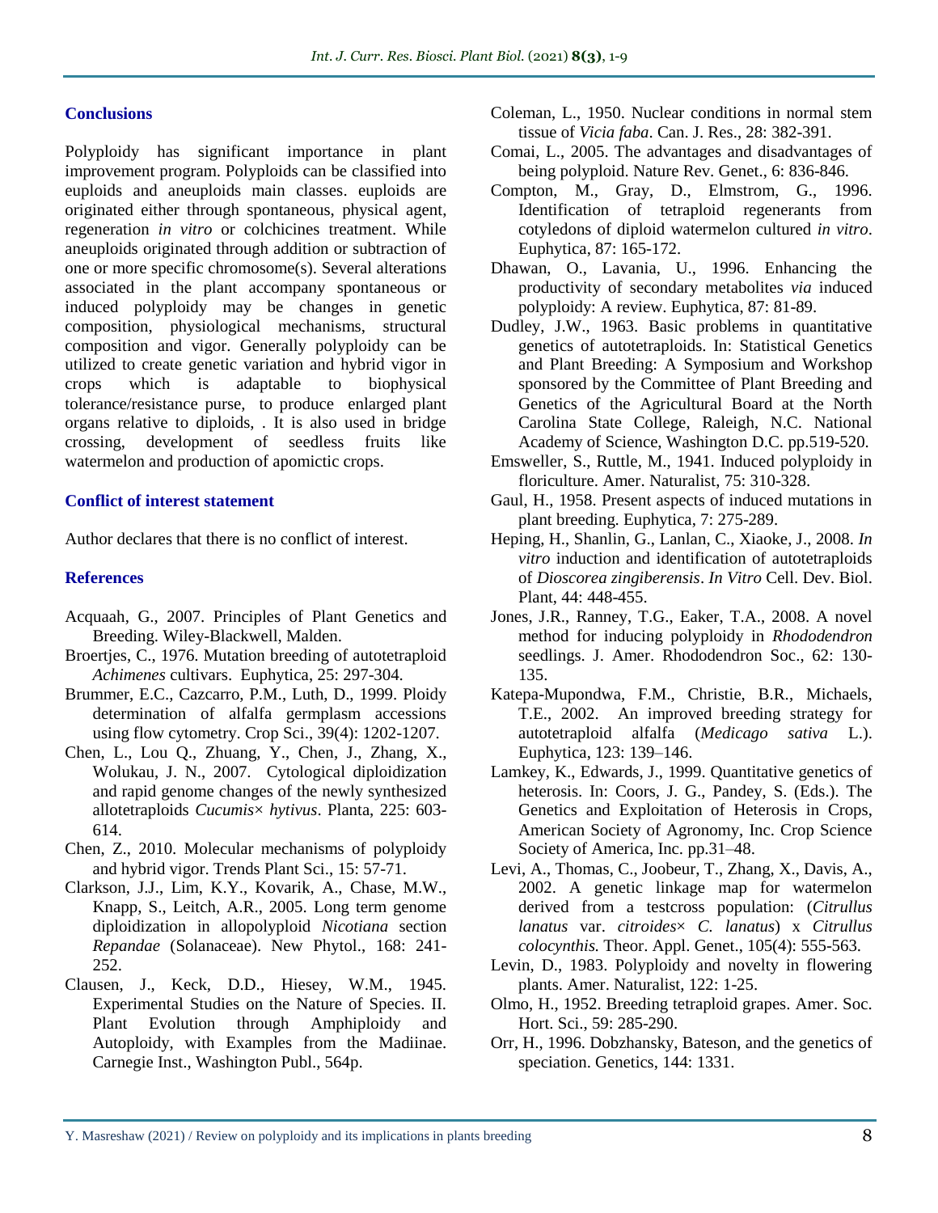## Conclusions

Polyploidy has significant importance in plant improvement program. Polyploids can be classified into euploids and aneuploids main classes. euploids are originated either through spontaneous, physical agent, regeneration *in vitro* or colchicines treatment. While aneuploids originated through addition or subtraction of one or more specific chromosome(s). Several alterations associated in the plant accompany spontaneous or induced polyploidy may be changes in genetic composition, physiological mechanisms, structural composition and vigor. Generally polyploidy can be utilized to create genetic variation and hybrid vigor in crops which is adaptable to biophysical tolerance/resistance purse, to produce enlarged plant organs relative to diploids, . It is also used in bridge crossing, development of seedless fruits like watermelon and production of apomictic crops.

## Conflict of interest statement

Author declares that there is no conflict of interest.

## References

Acquaah, G., 2007. Principles of Plant Genetics and Breeding. Wiley-Blackwell, Malden.

Broertjes, C., 1976. Mutation breeding of autotetraploid *Achimenes* cultivars. Euphytica, 25: 297-304.

Brummer, E.C., Cazcarro, P.M., Luth, D., 1999. Ploidy determination of alfalfa germplasm accessions using flow cytometry. Crop Sci., 39(4): 1202-1207.

Chen, L., Lou Q., Zhuang, Y., Chen, J., Zhang, X., Wolukau, J. N., 2007. Cytological diploidization and rapid genome changes of the newly synthesized allotetraploids *Cucumis× hytivus*. Planta, 225: 603-614.

Chen, Z., 2010. Molecular mechanisms of polyploidy and hybrid vigor. Trends Plant Sci., 15: 57-71.

Clarkson, J.J., Lim, K.Y., Kovarik, A., Chase, M.W., Knapp, S., Leitch, A.R., 2005. Long term genome diploidization in allopolyploid *Nicotiana* section *Repandae* (Solanaceae). New Phytol., 168: 241-252.

Clausen, J., Keck, D.D., Hiesey, W.M., 1945. Experimental Studies on the Nature of Species. II. Plant Evolution through Amphiploidy and Autoploidy, with Examples from the Madiinae. Carnegie Inst., Washington Publ., 564p.

Coleman, L., 1950. Nuclear conditions in normal stem tissue of *Vicia faba*. Can. J. Res., 28: 382-391.

Comai, L., 2005. The advantages and disadvantages of being polyploid. Nature Rev. Genet., 6: 836-846.

Compton, M., Gray, D., Elmstrom, G., 1996. Identification of tetraploid regenerants from cotyledons of diploid watermelon cultured *in vitro*. Euphytica, 87: 165-172.

Dhawan, O., Lavania, U., 1996. Enhancing the productivity of secondary metabolites *via* induced polyploidy: A review. Euphytica, 87: 81-89.

Dudley, J.W., 1963. Basic problems in quantitative genetics of autotetraploids. In: Statistical Genetics and Plant Breeding: A Symposium and Workshop sponsored by the Committee of Plant Breeding and Genetics of the Agricultural Board at the North Carolina State College, Raleigh, N.C. National Academy of Science, Washington D.C. pp.519-520.

Emsweller, S., Ruttle, M., 1941. Induced polyploidy in floriculture. Amer. Naturalist, 75: 310-328.

Gaul, H., 1958. Present aspects of induced mutations in plant breeding. Euphytica, 7: 275-289.

Heping, H., Shanlin, G., Lanlan, C., Xiaoke, J., 2008. *In vitro* induction and identification of autotetraploids of *Dioscorea zingiberensis*. *In Vitro* Cell. Dev. Biol. Plant, 44: 448-455.

Jones, J.R., Ranney, T.G., Eaker, T.A., 2008. A novel method for inducing polyploidy in *Rhododendron* seedlings. J. Amer. Rhododendron Soc., 62: 130-135.

Katepa-Mupondwa, F.M., Christie, B.R., Michaels, T.E., 2002. An improved breeding strategy for autotetraploid alfalfa (*Medicago sativa* L.). Euphytica, 123: 139–146.

Lamkey, K., Edwards, J., 1999. Quantitative genetics of heterosis. In: Coors, J. G., Pandey, S. (Eds.). The Genetics and Exploitation of Heterosis in Crops, American Society of Agronomy, Inc. Crop Science Society of America, Inc. pp.31–48.

Levi, A., Thomas, C., Joobeur, T., Zhang, X., Davis, A., 2002. A genetic linkage map for watermelon derived from a testcross population: (*Citrullus lanatus* var. *citroides*× *C. lanatus*) x *Citrullus colocynthis*. Theor. Appl. Genet., 105(4): 555-563.

Levin, D., 1983. Polyploidy and novelty in flowering plants. Amer. Naturalist, 122: 1-25.

Olmo, H., 1952. Breeding tetraploid grapes. Amer. Soc. Hort. Sci., 59: 285-290.

Orr, H., 1996. Dobzhansky, Bateson, and the genetics of speciation. Genetics, 144: 1331.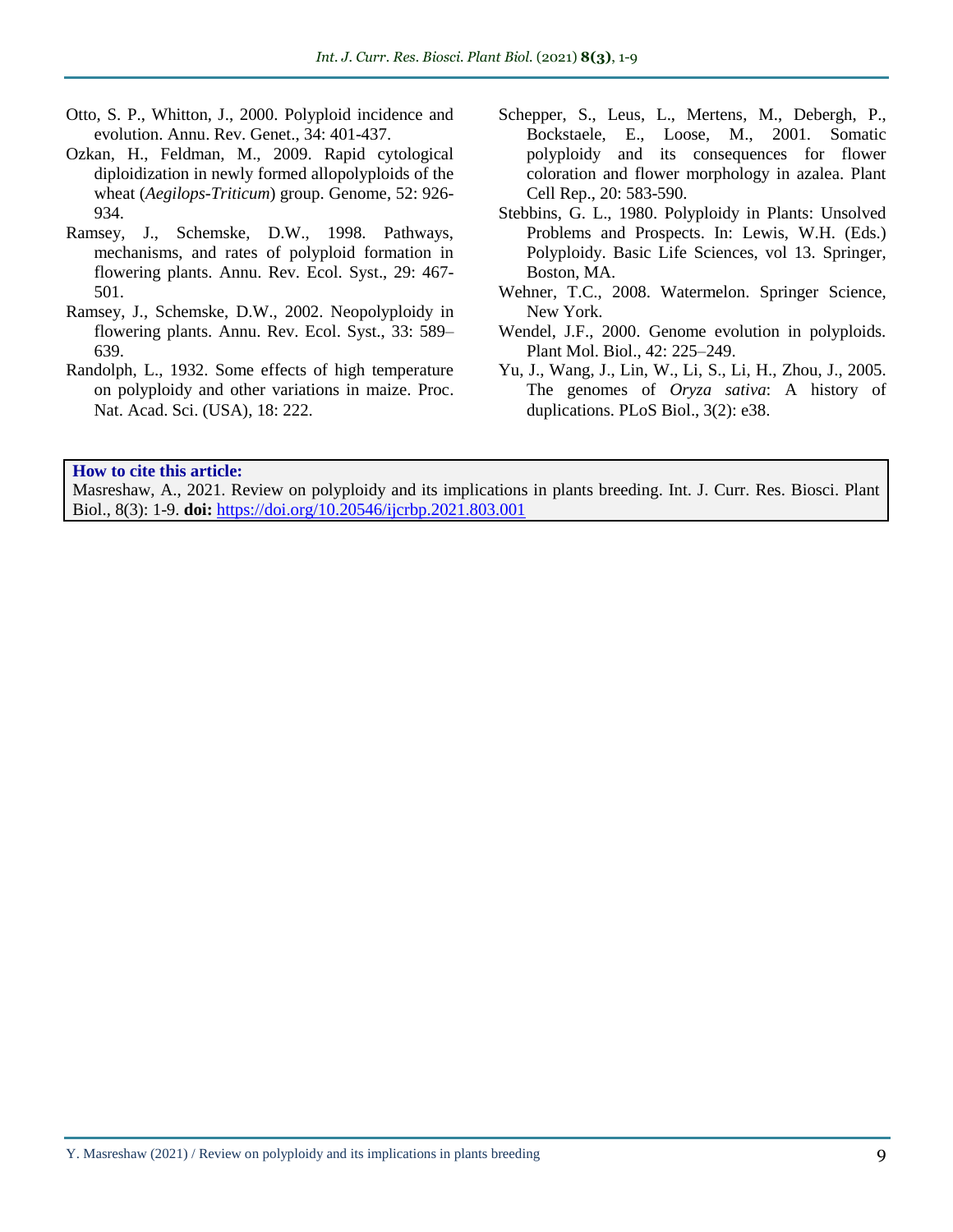Otto, S. P., Whitton, J., 2000. Polyploid incidence and evolution. Annu. Rev. Genet., 34: 401-437.

Ozkan, H., Feldman, M., 2009. Rapid cytological diploidization in newly formed allopolyploids of the wheat (*Aegilops-Triticum*) group. Genome, 52: 926-934.

Ramsey, J., Schemske, D.W., 1998. Pathways, mechanisms, and rates of polyploid formation in flowering plants. Annu. Rev. Ecol. Syst., 29: 467-501.

Ramsey, J., Schemske, D.W., 2002. Neopolyploidy in flowering plants. Annu. Rev. Ecol. Syst., 33: 589–639.

Randolph, L., 1932. Some effects of high temperature on polyploidy and other variations in maize. Proc. Nat. Acad. Sci. (USA), 18: 222.

Schepper, S., Leus, L., Mertens, M., Debergh, P., Bockstaele, E., Loose, M., 2001. Somatic polyploidy and its consequences for flower coloration and flower morphology in azalea. Plant Cell Rep., 20: 583-590.

Stebbins, G. L., 1980. Polyploidy in Plants: Unsolved Problems and Prospects. In: Lewis, W.H. (Eds.) Polyploidy. Basic Life Sciences, vol 13. Springer, Boston, MA.

Wehner, T.C., 2008. Watermelon. Springer Science, New York.

Wendel, J.F., 2000. Genome evolution in polyploids. Plant Mol. Biol., 42: 225–249.

Yu, J., Wang, J., Lin, W., Li, S., Li, H., Zhou, J., 2005. The genomes of *Oryza sativa*: A history of duplications. PLoS Biol., 3(2): e38.

**How to cite this article:**

Masreshaw, A., 2021. Review on polyploidy and its implications in plants breeding. Int. J. Curr. Res. Biosci. Plant Biol., 8(3): 1-9. **doi:** https://doi.org/10.20546/ijcrbp.2021.803.001